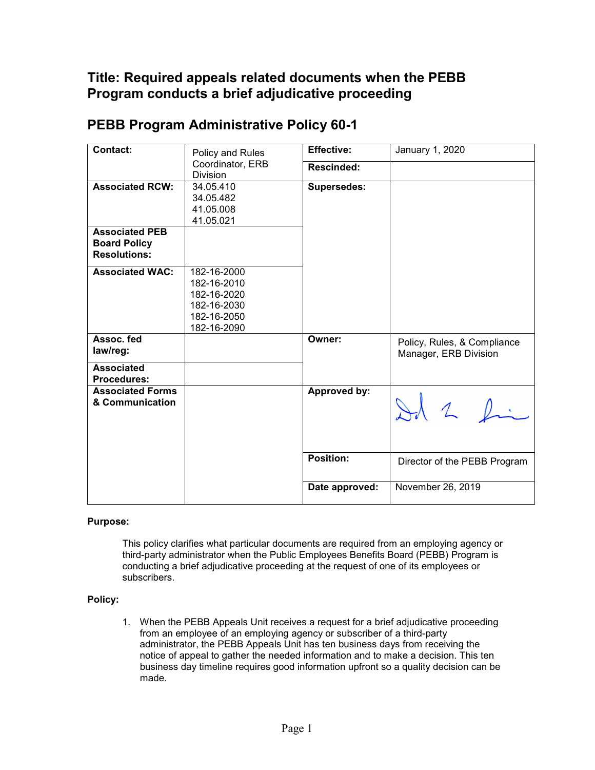# Title: Required appeals related documents when the PEBB Program conducts a brief adjudicative proceeding

## PEBB Program Administrative Policy 60-1

| | | | |
|---|---|---|---|
| **Contact:** | Policy and Rules Coordinator, ERB Division | **Effective:** | January 1, 2020 |
| | | **Rescinded:** | |
| **Associated RCW:** | 34.05.410<br>34.05.482<br>41.05.008<br>41.05.021 | **Supersedes:** | |
| **Associated PEB Board Policy Resolutions:** | | | |
| **Associated WAC:** | 182-16-2000<br>182-16-2010<br>182-16-2020<br>182-16-2030<br>182-16-2050<br>182-16-2090 | | |
| **Assoc. fed law/reg:** | | **Owner:** | Policy, Rules, & Compliance Manager, ERB Division |
| **Associated Procedures:** | | | |
| **Associated Forms & Communication** | | **Approved by:** | [signature] |
| | | **Position:** | Director of the PEBB Program |
| | | **Date approved:** | November 26, 2019 |

**Purpose:**

This policy clarifies what particular documents are required from an employing agency or third-party administrator when the Public Employees Benefits Board (PEBB) Program is conducting a brief adjudicative proceeding at the request of one of its employees or subscribers.

**Policy:**

1. When the PEBB Appeals Unit receives a request for a brief adjudicative proceeding from an employee of an employing agency or subscriber of a third-party administrator, the PEBB Appeals Unit has ten business days from receiving the notice of appeal to gather the needed information and to make a decision. This ten business day timeline requires good information upfront so a quality decision can be made.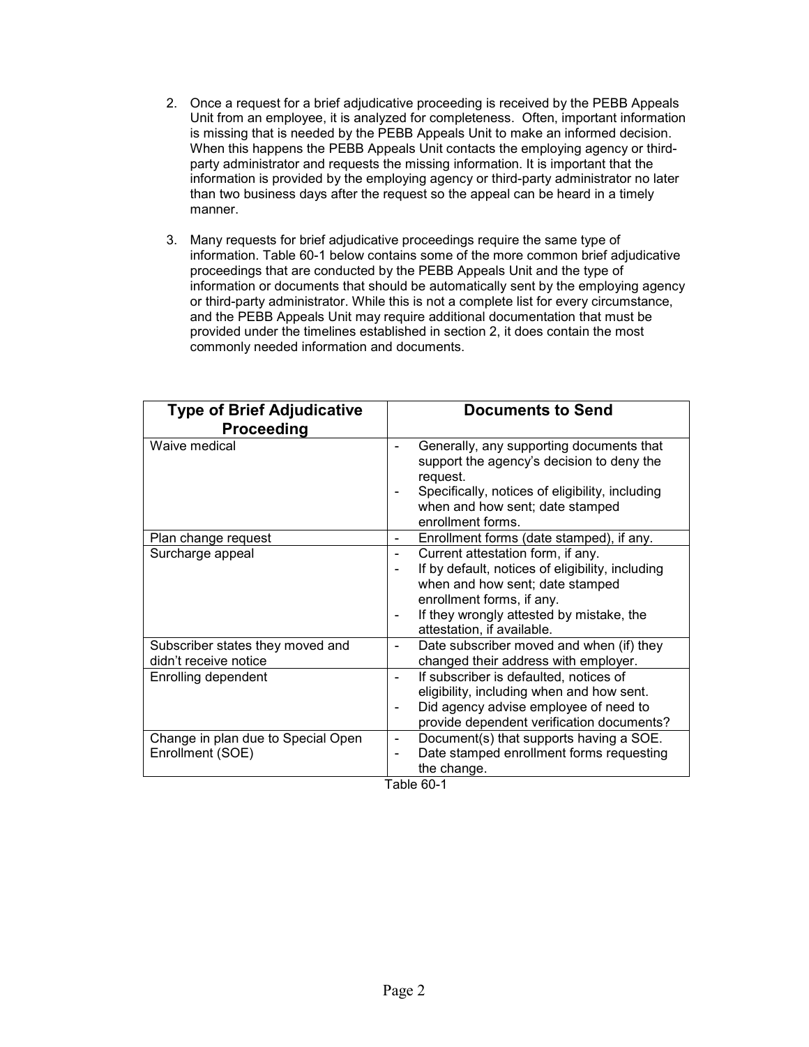2. Once a request for a brief adjudicative proceeding is received by the PEBB Appeals Unit from an employee, it is analyzed for completeness. Often, important information is missing that is needed by the PEBB Appeals Unit to make an informed decision. When this happens the PEBB Appeals Unit contacts the employing agency or third-party administrator and requests the missing information. It is important that the information is provided by the employing agency or third-party administrator no later than two business days after the request so the appeal can be heard in a timely manner.

3. Many requests for brief adjudicative proceedings require the same type of information. Table 60-1 below contains some of the more common brief adjudicative proceedings that are conducted by the PEBB Appeals Unit and the type of information or documents that should be automatically sent by the employing agency or third-party administrator. While this is not a complete list for every circumstance, and the PEBB Appeals Unit may require additional documentation that must be provided under the timelines established in section 2, it does contain the most commonly needed information and documents.

| Type of Brief Adjudicative Proceeding | Documents to Send |
|---|---|
| Waive medical | - Generally, any supporting documents that support the agency's decision to deny the request.<br>- Specifically, notices of eligibility, including when and how sent; date stamped enrollment forms. |
| Plan change request | - Enrollment forms (date stamped), if any. |
| Surcharge appeal | - Current attestation form, if any.<br>- If by default, notices of eligibility, including when and how sent; date stamped enrollment forms, if any.<br>- If they wrongly attested by mistake, the attestation, if available. |
| Subscriber states they moved and didn't receive notice | - Date subscriber moved and when (if) they changed their address with employer. |
| Enrolling dependent | - If subscriber is defaulted, notices of eligibility, including when and how sent.<br>- Did agency advise employee of need to provide dependent verification documents? |
| Change in plan due to Special Open Enrollment (SOE) | - Document(s) that supports having a SOE.<br>- Date stamped enrollment forms requesting the change. |

Table 60-1